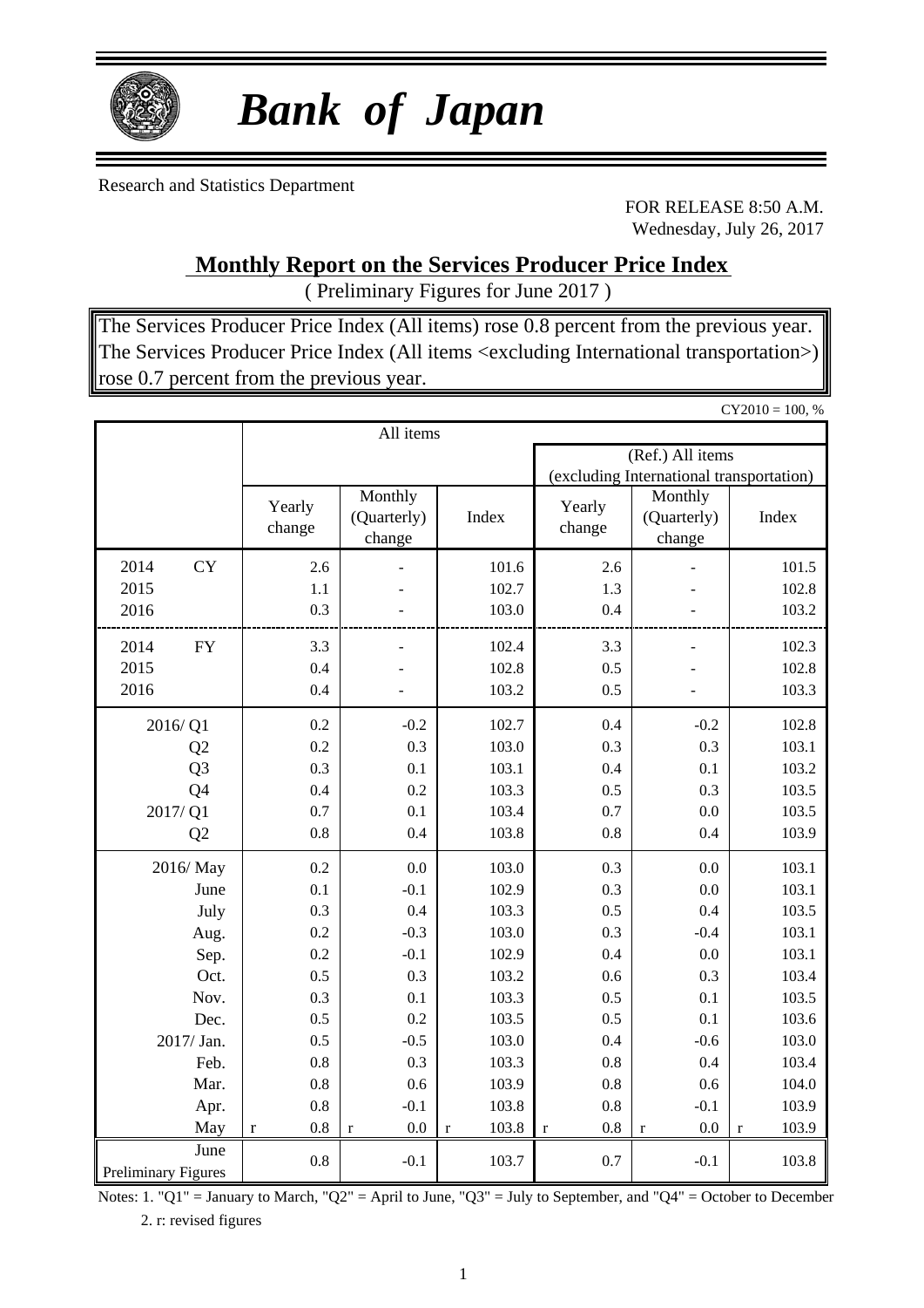# *Bank of Japan*

Research and Statistics Department

FOR RELEASE 8:50 A.M.
Wednesday, July 26, 2017

## Monthly Report on the Services Producer Price Index

( Preliminary Figures for June 2017 )

The Services Producer Price Index (All items) rose 0.8 percent from the previous year.
The Services Producer Price Index (All items <excluding International transportation>) rose 0.7 percent from the previous year.

CY2010 = 100, %

| | All items | | | (Ref.) All items (excluding International transportation) | | |
|---|---|---|---|---|---|---|
| | Yearly change | Monthly (Quarterly) change | Index | Yearly change | Monthly (Quarterly) change | Index |
| 2014 CY | 2.6 | - | 101.6 | 2.6 | - | 101.5 |
| 2015 | 1.1 | - | 102.7 | 1.3 | - | 102.8 |
| 2016 | 0.3 | - | 103.0 | 0.4 | - | 103.2 |
| 2014 FY | 3.3 | - | 102.4 | 3.3 | - | 102.3 |
| 2015 | 0.4 | - | 102.8 | 0.5 | - | 102.8 |
| 2016 | 0.4 | - | 103.2 | 0.5 | - | 103.3 |
| 2016/ Q1 | 0.2 | -0.2 | 102.7 | 0.4 | -0.2 | 102.8 |
| Q2 | 0.2 | 0.3 | 103.0 | 0.3 | 0.3 | 103.1 |
| Q3 | 0.3 | 0.1 | 103.1 | 0.4 | 0.1 | 103.2 |
| Q4 | 0.4 | 0.2 | 103.3 | 0.5 | 0.3 | 103.5 |
| 2017/ Q1 | 0.7 | 0.1 | 103.4 | 0.7 | 0.0 | 103.5 |
| Q2 | 0.8 | 0.4 | 103.8 | 0.8 | 0.4 | 103.9 |
| 2016/ May | 0.2 | 0.0 | 103.0 | 0.3 | 0.0 | 103.1 |
| June | 0.1 | -0.1 | 102.9 | 0.3 | 0.0 | 103.1 |
| July | 0.3 | 0.4 | 103.3 | 0.5 | 0.4 | 103.5 |
| Aug. | 0.2 | -0.3 | 103.0 | 0.3 | -0.4 | 103.1 |
| Sep. | 0.2 | -0.1 | 102.9 | 0.4 | 0.0 | 103.1 |
| Oct. | 0.5 | 0.3 | 103.2 | 0.6 | 0.3 | 103.4 |
| Nov. | 0.3 | 0.1 | 103.3 | 0.5 | 0.1 | 103.5 |
| Dec. | 0.5 | 0.2 | 103.5 | 0.5 | 0.1 | 103.6 |
| 2017/ Jan. | 0.5 | -0.5 | 103.0 | 0.4 | -0.6 | 103.0 |
| Feb. | 0.8 | 0.3 | 103.3 | 0.8 | 0.4 | 103.4 |
| Mar. | 0.8 | 0.6 | 103.9 | 0.8 | 0.6 | 104.0 |
| Apr. | 0.8 | -0.1 | 103.8 | 0.8 | -0.1 | 103.9 |
| May | r 0.8 | r 0.0 | r 103.8 | r 0.8 | r 0.0 | r 103.9 |
| June Preliminary Figures | 0.8 | -0.1 | 103.7 | 0.7 | -0.1 | 103.8 |

Notes: 1. "Q1" = January to March, "Q2" = April to June, "Q3" = July to September, and "Q4" = October to December

2. r: revised figures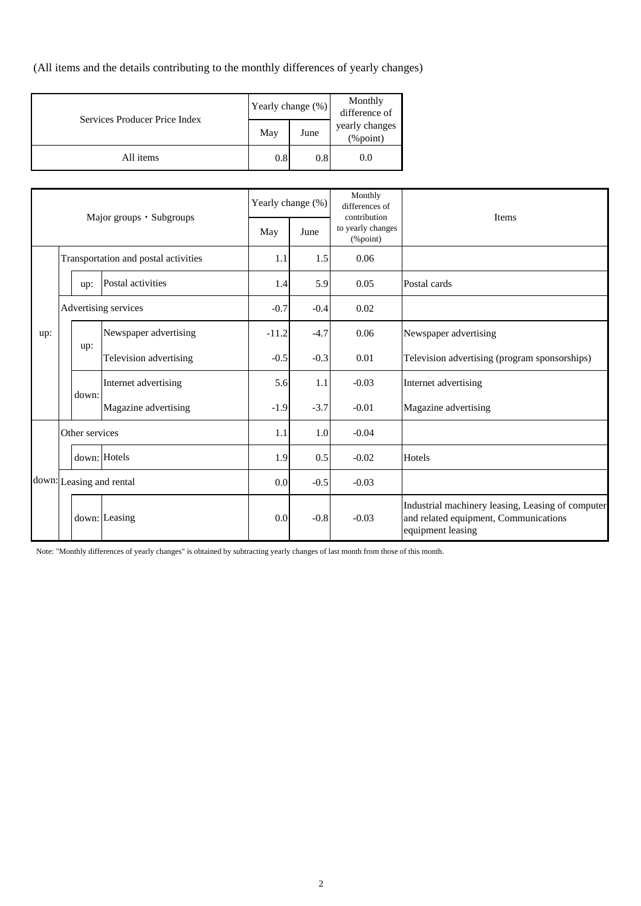(All items and the details contributing to the monthly differences of yearly changes)

| Services Producer Price Index | Yearly change (%) | | Monthly difference of yearly changes (%point) |
|---|---|---|---|
| | May | June | |
| All items | 0.8 | 0.8 | 0.0 |

| Major groups・Subgroups | | | Yearly change (%) | | Monthly differences of contribution to yearly changes (%point) | Items |
|---|---|---|---|---|---|---|
| | | | May | June | | |
| up: | Transportation and postal activities | | 1.1 | 1.5 | 0.06 | |
| | up: | Postal activities | 1.4 | 5.9 | 0.05 | Postal cards |
| | Advertising services | | -0.7 | -0.4 | 0.02 | |
| | up: | Newspaper advertising | -11.2 | -4.7 | 0.06 | Newspaper advertising |
| | | Television advertising | -0.5 | -0.3 | 0.01 | Television advertising (program sponsorships) |
| | down: | Internet advertising | 5.6 | 1.1 | -0.03 | Internet advertising |
| | | Magazine advertising | -1.9 | -3.7 | -0.01 | Magazine advertising |
| down: | Other services | | 1.1 | 1.0 | -0.04 | |
| | down: | Hotels | 1.9 | 0.5 | -0.02 | Hotels |
| | Leasing and rental | | 0.0 | -0.5 | -0.03 | |
| | down: | Leasing | 0.0 | -0.8 | -0.03 | Industrial machinery leasing, Leasing of computer and related equipment, Communications equipment leasing |

Note: "Monthly differences of yearly changes" is obtained by subtracting yearly changes of last month from those of this month.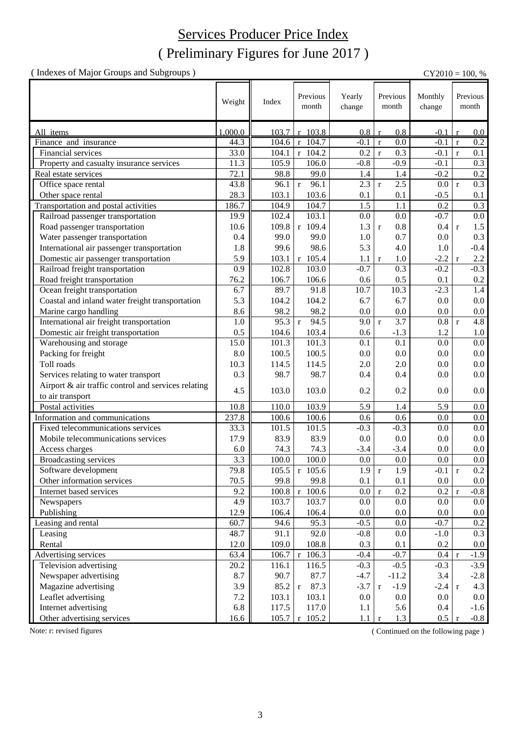# Services Producer Price Index

## ( Preliminary Figures for June 2017 )

( Indexes of Major Groups and Subgroups ) CY2010 = 100, %

| | Weight | Index | Previous month | Yearly change | Previous month | Monthly change | Previous month |
|---|---|---|---|---|---|---|---|
| All items | 1,000.0 | 103.7 | r 103.8 | 0.8 | r 0.8 | -0.1 | r 0.0 |
| Finance and insurance | 44.3 | 104.6 | r 104.7 | -0.1 | r 0.0 | -0.1 | r 0.2 |
| Financial services | 33.0 | 104.1 | r 104.2 | 0.2 | r 0.3 | -0.1 | r 0.1 |
| Property and casualty insurance services | 11.3 | 105.9 | 106.0 | -0.8 | -0.9 | -0.1 | 0.3 |
| Real estate services | 72.1 | 98.8 | 99.0 | 1.4 | 1.4 | -0.2 | 0.2 |
| Office space rental | 43.8 | 96.1 | r 96.1 | 2.3 | r 2.5 | 0.0 | r 0.3 |
| Other space rental | 28.3 | 103.1 | 103.6 | 0.1 | 0.1 | -0.5 | 0.1 |
| Transportation and postal activities | 186.7 | 104.9 | 104.7 | 1.5 | 1.1 | 0.2 | 0.3 |
| Railroad passenger transportation | 19.9 | 102.4 | 103.1 | 0.0 | 0.0 | -0.7 | 0.0 |
| Road passenger transportation | 10.6 | 109.8 | r 109.4 | 1.3 | r 0.8 | 0.4 | r 1.5 |
| Water passenger transportation | 0.4 | 99.0 | 99.0 | 1.0 | 0.7 | 0.0 | 0.3 |
| International air passenger transportation | 1.8 | 99.6 | 98.6 | 5.3 | 4.0 | 1.0 | -0.4 |
| Domestic air passenger transportation | 5.9 | 103.1 | r 105.4 | 1.1 | r 1.0 | -2.2 | r 2.2 |
| Railroad freight transportation | 0.9 | 102.8 | 103.0 | -0.7 | 0.3 | -0.2 | -0.3 |
| Road freight transportation | 76.2 | 106.7 | 106.6 | 0.6 | 0.5 | 0.1 | 0.2 |
| Ocean freight transportation | 6.7 | 89.7 | 91.8 | 10.7 | 10.3 | -2.3 | 1.4 |
| Coastal and inland water freight transportation | 5.3 | 104.2 | 104.2 | 6.7 | 6.7 | 0.0 | 0.0 |
| Marine cargo handling | 8.6 | 98.2 | 98.2 | 0.0 | 0.0 | 0.0 | 0.0 |
| International air freight transportation | 1.0 | 95.3 | r 94.5 | 9.0 | r 3.7 | 0.8 | r 4.8 |
| Domestic air freight transportation | 0.5 | 104.6 | 103.4 | 0.6 | -1.3 | 1.2 | 1.0 |
| Warehousing and storage | 15.0 | 101.3 | 101.3 | 0.1 | 0.1 | 0.0 | 0.0 |
| Packing for freight | 8.0 | 100.5 | 100.5 | 0.0 | 0.0 | 0.0 | 0.0 |
| Toll roads | 10.3 | 114.5 | 114.5 | 2.0 | 2.0 | 0.0 | 0.0 |
| Services relating to water transport | 0.3 | 98.7 | 98.7 | 0.4 | 0.4 | 0.0 | 0.0 |
| Airport & air traffic control and services relating to air transport | 4.5 | 103.0 | 103.0 | 0.2 | 0.2 | 0.0 | 0.0 |
| Postal activities | 10.8 | 110.0 | 103.9 | 5.9 | 1.4 | 5.9 | 0.0 |
| Information and communications | 237.8 | 100.6 | 100.6 | 0.6 | 0.6 | 0.0 | 0.0 |
| Fixed telecommunications services | 33.3 | 101.5 | 101.5 | -0.3 | -0.3 | 0.0 | 0.0 |
| Mobile telecommunications services | 17.9 | 83.9 | 83.9 | 0.0 | 0.0 | 0.0 | 0.0 |
| Access charges | 6.0 | 74.3 | 74.3 | -3.4 | -3.4 | 0.0 | 0.0 |
| Broadcasting services | 3.3 | 100.0 | 100.0 | 0.0 | 0.0 | 0.0 | 0.0 |
| Software development | 79.8 | 105.5 | r 105.6 | 1.9 | r 1.9 | -0.1 | r 0.2 |
| Other information services | 70.5 | 99.8 | 99.8 | 0.1 | 0.1 | 0.0 | 0.0 |
| Internet based services | 9.2 | 100.8 | r 100.6 | 0.0 | r 0.2 | 0.2 | r -0.8 |
| Newspapers | 4.9 | 103.7 | 103.7 | 0.0 | 0.0 | 0.0 | 0.0 |
| Publishing | 12.9 | 106.4 | 106.4 | 0.0 | 0.0 | 0.0 | 0.0 |
| Leasing and rental | 60.7 | 94.6 | 95.3 | -0.5 | 0.0 | -0.7 | 0.2 |
| Leasing | 48.7 | 91.1 | 92.0 | -0.8 | 0.0 | -1.0 | 0.3 |
| Rental | 12.0 | 109.0 | 108.8 | 0.3 | 0.1 | 0.2 | 0.0 |
| Advertising services | 63.4 | 106.7 | r 106.3 | -0.4 | -0.7 | 0.4 | r -1.9 |
| Television advertising | 20.2 | 116.1 | 116.5 | -0.3 | -0.5 | -0.3 | -3.9 |
| Newspaper advertising | 8.7 | 90.7 | 87.7 | -4.7 | -11.2 | 3.4 | -2.8 |
| Magazine advertising | 3.9 | 85.2 | r 87.3 | -3.7 | r -1.9 | -2.4 | r 4.3 |
| Leaflet advertising | 7.2 | 103.1 | 103.1 | 0.0 | 0.0 | 0.0 | 0.0 |
| Internet advertising | 6.8 | 117.5 | 117.0 | 1.1 | 5.6 | 0.4 | -1.6 |
| Other advertising services | 16.6 | 105.7 | r 105.2 | 1.1 | r 1.3 | 0.5 | r -0.8 |

Note: r: revised figures

( Continued on the following page )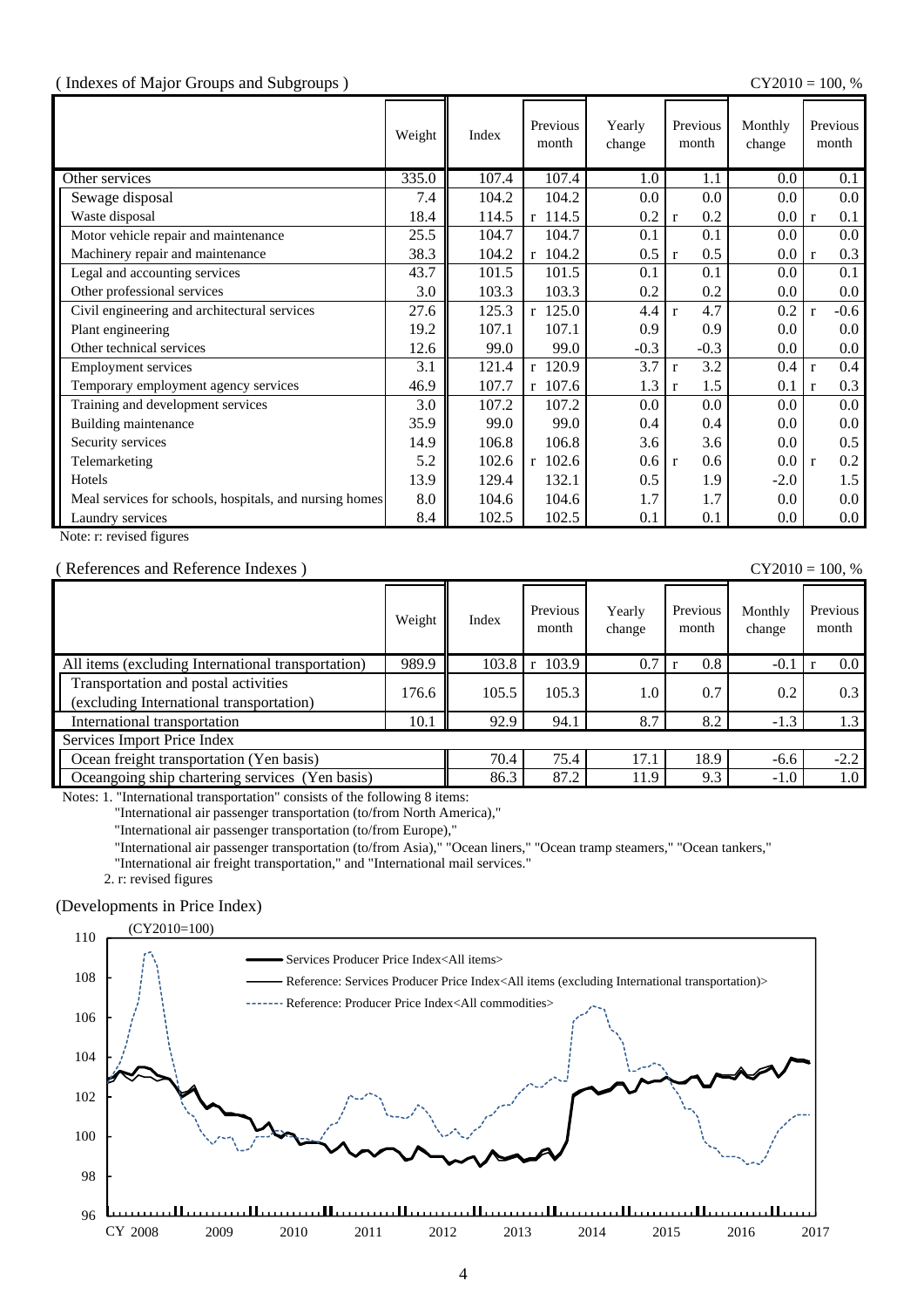( Indexes of Major Groups and Subgroups )

CY2010 = 100, %

| | Weight | Index | Previous month | Yearly change | Previous month | Monthly change | Previous month |
|---|---|---|---|---|---|---|---|
| Other services | 335.0 | 107.4 | 107.4 | 1.0 | 1.1 | 0.0 | 0.1 |
| Sewage disposal | 7.4 | 104.2 | 104.2 | 0.0 | 0.0 | 0.0 | 0.0 |
| Waste disposal | 18.4 | 114.5 | r 114.5 | 0.2 | r 0.2 | 0.0 | r 0.1 |
| Motor vehicle repair and maintenance | 25.5 | 104.7 | 104.7 | 0.1 | 0.1 | 0.0 | 0.0 |
| Machinery repair and maintenance | 38.3 | 104.2 | r 104.2 | 0.5 | r 0.5 | 0.0 | r 0.3 |
| Legal and accounting services | 43.7 | 101.5 | 101.5 | 0.1 | 0.1 | 0.0 | 0.1 |
| Other professional services | 3.0 | 103.3 | 103.3 | 0.2 | 0.2 | 0.0 | 0.0 |
| Civil engineering and architectural services | 27.6 | 125.3 | r 125.0 | 4.4 | r 4.7 | 0.2 | r -0.6 |
| Plant engineering | 19.2 | 107.1 | 107.1 | 0.9 | 0.9 | 0.0 | 0.0 |
| Other technical services | 12.6 | 99.0 | 99.0 | -0.3 | -0.3 | 0.0 | 0.0 |
| Employment services | 3.1 | 121.4 | r 120.9 | 3.7 | r 3.2 | 0.4 | r 0.4 |
| Temporary employment agency services | 46.9 | 107.7 | r 107.6 | 1.3 | r 1.5 | 0.1 | r 0.3 |
| Training and development services | 3.0 | 107.2 | 107.2 | 0.0 | 0.0 | 0.0 | 0.0 |
| Building maintenance | 35.9 | 99.0 | 99.0 | 0.4 | 0.4 | 0.0 | 0.0 |
| Security services | 14.9 | 106.8 | 106.8 | 3.6 | 3.6 | 0.0 | 0.5 |
| Telemarketing | 5.2 | 102.6 | r 102.6 | 0.6 | r 0.6 | 0.0 | r 0.2 |
| Hotels | 13.9 | 129.4 | 132.1 | 0.5 | 1.9 | -2.0 | 1.5 |
| Meal services for schools, hospitals, and nursing homes | 8.0 | 104.6 | 104.6 | 1.7 | 1.7 | 0.0 | 0.0 |
| Laundry services | 8.4 | 102.5 | 102.5 | 0.1 | 0.1 | 0.0 | 0.0 |

Note: r: revised figures

( References and Reference Indexes )

CY2010 = 100, %

| | Weight | Index | Previous month | Yearly change | Previous month | Monthly change | Previous month |
|---|---|---|---|---|---|---|---|
| All items (excluding International transportation) | 989.9 | 103.8 | r 103.9 | 0.7 | r 0.8 | -0.1 | r 0.0 |
| Transportation and postal activities (excluding International transportation) | 176.6 | 105.5 | 105.3 | 1.0 | 0.7 | 0.2 | 0.3 |
| International transportation | 10.1 | 92.9 | 94.1 | 8.7 | 8.2 | -1.3 | 1.3 |
| Services Import Price Index | | | | | | | |
| Ocean freight transportation (Yen basis) | | 70.4 | 75.4 | 17.1 | 18.9 | -6.6 | -2.2 |
| Oceangoing ship chartering services (Yen basis) | | 86.3 | 87.2 | 11.9 | 9.3 | -1.0 | 1.0 |

Notes: 1. "International transportation" consists of the following 8 items:
"International air passenger transportation (to/from North America),"
"International air passenger transportation (to/from Europe),"
"International air passenger transportation (to/from Asia)," "Ocean liners," "Ocean tramp steamers," "Ocean tankers,"
"International air freight transportation," and "International mail services."
2. r: revised figures

(Developments in Price Index)

(CY2010=100)

- Services Producer Price Index<All items>
- Reference: Services Producer Price Index<All items (excluding International transportation)>
- Reference: Producer Price Index<All commodities>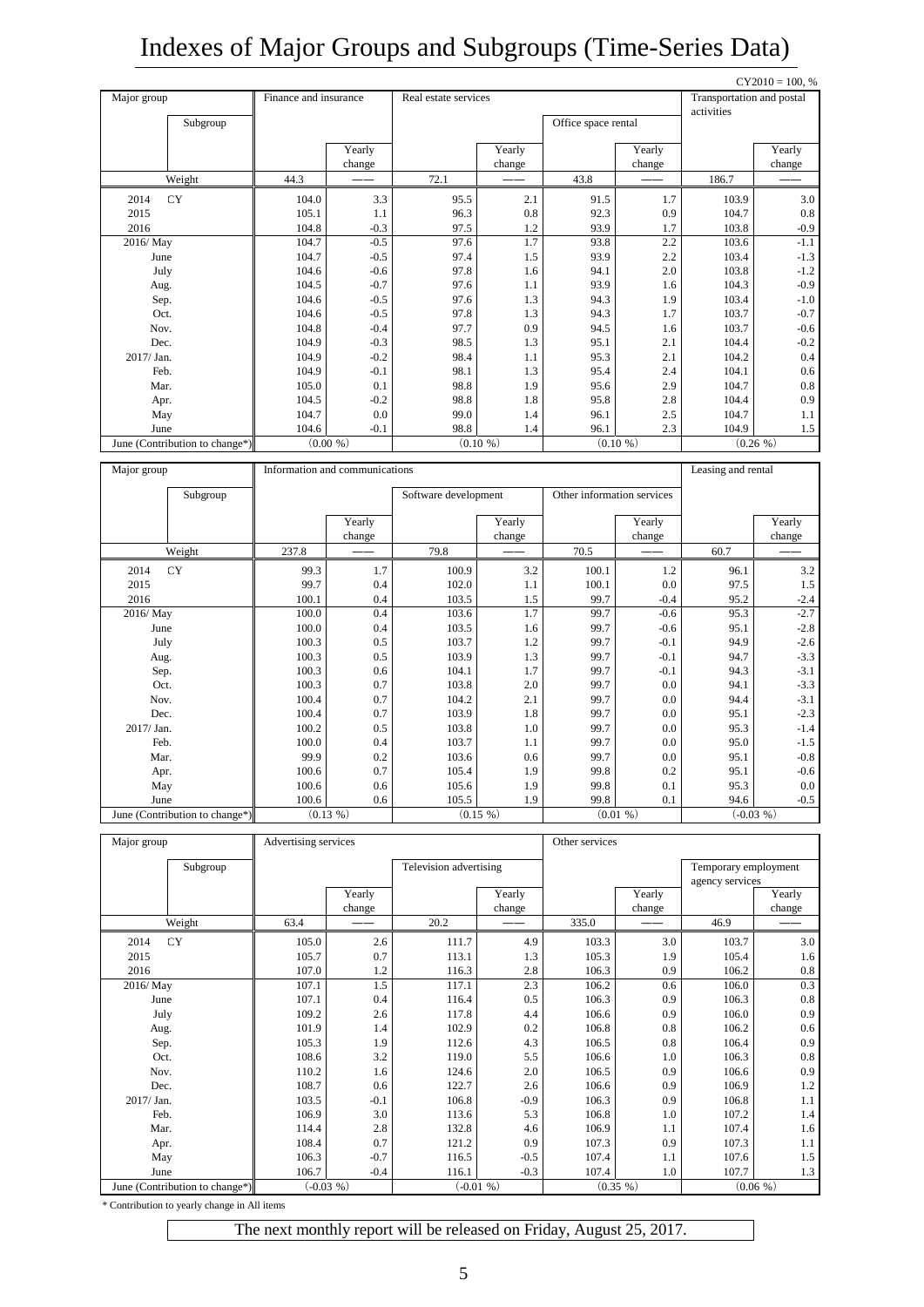# Indexes of Major Groups and Subgroups (Time-Series Data)

CY2010 = 100, %

| Major group | Finance and insurance | | Real estate services | | | | Transportation and postal activities | |
|---|---|---|---|---|---|---|---|---|
| Subgroup | | | | | Office space rental | | | |
| | | Yearly change | | Yearly change | | Yearly change | | Yearly change |
| Weight | 44.3 | —— | 72.1 | —— | 43.8 | —— | 186.7 | —— |
| 2014 CY | 104.0 | 3.3 | 95.5 | 2.1 | 91.5 | 1.7 | 103.9 | 3.0 |
| 2015 | 105.1 | 1.1 | 96.3 | 0.8 | 92.3 | 0.9 | 104.7 | 0.8 |
| 2016 | 104.8 | -0.3 | 97.5 | 1.2 | 93.9 | 1.7 | 103.8 | -0.9 |
| 2016/ May | 104.7 | -0.5 | 97.6 | 1.7 | 93.8 | 2.2 | 103.6 | -1.1 |
| June | 104.7 | -0.5 | 97.4 | 1.5 | 93.9 | 2.2 | 103.4 | -1.3 |
| July | 104.6 | -0.6 | 97.8 | 1.6 | 94.1 | 2.0 | 103.8 | -1.2 |
| Aug. | 104.5 | -0.7 | 97.6 | 1.1 | 93.9 | 1.6 | 104.3 | -0.9 |
| Sep. | 104.6 | -0.5 | 97.6 | 1.3 | 94.3 | 1.9 | 103.4 | -1.0 |
| Oct. | 104.6 | -0.5 | 97.8 | 1.3 | 94.3 | 1.7 | 103.7 | -0.7 |
| Nov. | 104.8 | -0.4 | 97.7 | 0.9 | 94.5 | 1.6 | 103.7 | -0.6 |
| Dec. | 104.9 | -0.3 | 98.5 | 1.3 | 95.1 | 2.1 | 104.4 | -0.2 |
| 2017/ Jan. | 104.9 | -0.2 | 98.4 | 1.1 | 95.3 | 2.1 | 104.2 | 0.4 |
| Feb. | 104.9 | -0.1 | 98.1 | 1.3 | 95.4 | 2.4 | 104.1 | 0.6 |
| Mar. | 105.0 | 0.1 | 98.8 | 1.9 | 95.6 | 2.9 | 104.7 | 0.8 |
| Apr. | 104.5 | -0.2 | 98.8 | 1.8 | 95.8 | 2.8 | 104.4 | 0.9 |
| May | 104.7 | 0.0 | 99.0 | 1.4 | 96.1 | 2.5 | 104.7 | 1.1 |
| June | 104.6 | -0.1 | 98.8 | 1.4 | 96.1 | 2.3 | 104.9 | 1.5 |
| June (Contribution to change*) | (0.00 %) | | (0.10 %) | | (0.10 %) | | (0.26 %) | |

| Major group | Information and communications | | | | | | Leasing and rental | |
|---|---|---|---|---|---|---|---|---|
| Subgroup | | | Software development | | Other information services | | | |
| | | Yearly change | | Yearly change | | Yearly change | | Yearly change |
| Weight | 237.8 | —— | 79.8 | —— | 70.5 | —— | 60.7 | —— |
| 2014 CY | 99.3 | 1.7 | 100.9 | 3.2 | 100.1 | 1.2 | 96.1 | 3.2 |
| 2015 | 99.7 | 0.4 | 102.0 | 1.1 | 100.1 | 0.0 | 97.5 | 1.5 |
| 2016 | 100.1 | 0.4 | 103.5 | 1.5 | 99.7 | -0.4 | 95.2 | -2.4 |
| 2016/ May | 100.0 | 0.4 | 103.6 | 1.7 | 99.7 | -0.6 | 95.3 | -2.7 |
| June | 100.0 | 0.4 | 103.5 | 1.6 | 99.7 | -0.6 | 95.1 | -2.8 |
| July | 100.3 | 0.5 | 103.7 | 1.2 | 99.7 | -0.1 | 94.9 | -2.6 |
| Aug. | 100.3 | 0.5 | 103.9 | 1.3 | 99.7 | -0.1 | 94.7 | -3.3 |
| Sep. | 100.3 | 0.6 | 104.1 | 1.7 | 99.7 | -0.1 | 94.3 | -3.1 |
| Oct. | 100.3 | 0.7 | 103.8 | 2.0 | 99.7 | 0.0 | 94.1 | -3.3 |
| Nov. | 100.4 | 0.7 | 104.2 | 2.1 | 99.7 | 0.0 | 94.4 | -3.1 |
| Dec. | 100.4 | 0.7 | 103.9 | 1.8 | 99.7 | 0.0 | 95.1 | -2.3 |
| 2017/ Jan. | 100.2 | 0.5 | 103.8 | 1.0 | 99.7 | 0.0 | 95.3 | -1.4 |
| Feb. | 100.0 | 0.4 | 103.7 | 1.1 | 99.7 | 0.0 | 95.0 | -1.5 |
| Mar. | 99.9 | 0.2 | 103.6 | 0.6 | 99.7 | 0.0 | 95.1 | -0.8 |
| Apr. | 100.6 | 0.7 | 105.4 | 1.9 | 99.8 | 0.2 | 95.1 | -0.6 |
| May | 100.6 | 0.6 | 105.6 | 1.9 | 99.8 | 0.1 | 95.3 | 0.0 |
| June | 100.6 | 0.6 | 105.5 | 1.9 | 99.8 | 0.1 | 94.6 | -0.5 |
| June (Contribution to change*) | (0.13 %) | | (0.15 %) | | (0.01 %) | | (-0.03 %) | |

| Major group | Advertising services | | | | Other services | | | |
|---|---|---|---|---|---|---|---|---|
| Subgroup | | | Television advertising | | | | Temporary employment agency services | |
| | | Yearly change | | Yearly change | | Yearly change | | Yearly change |
| Weight | 63.4 | —— | 20.2 | —— | 335.0 | —— | 46.9 | —— |
| 2014 CY | 105.0 | 2.6 | 111.7 | 4.9 | 103.3 | 3.0 | 103.7 | 3.0 |
| 2015 | 105.7 | 0.7 | 113.1 | 1.3 | 105.3 | 1.9 | 105.4 | 1.6 |
| 2016 | 107.0 | 1.2 | 116.3 | 2.8 | 106.3 | 0.9 | 106.2 | 0.8 |
| 2016/ May | 107.1 | 1.5 | 117.1 | 2.3 | 106.2 | 0.6 | 106.0 | 0.3 |
| June | 107.1 | 0.4 | 116.4 | 0.5 | 106.3 | 0.9 | 106.3 | 0.8 |
| July | 109.2 | 2.6 | 117.8 | 4.4 | 106.6 | 0.9 | 106.0 | 0.9 |
| Aug. | 101.9 | 1.4 | 102.9 | 0.2 | 106.8 | 0.8 | 106.2 | 0.6 |
| Sep. | 105.3 | 1.9 | 112.6 | 4.3 | 106.5 | 0.8 | 106.4 | 0.9 |
| Oct. | 108.6 | 3.2 | 119.0 | 5.5 | 106.6 | 1.0 | 106.3 | 0.8 |
| Nov. | 110.2 | 1.6 | 124.6 | 2.0 | 106.5 | 0.9 | 106.6 | 0.9 |
| Dec. | 108.7 | 0.6 | 122.7 | 2.6 | 106.6 | 0.9 | 106.9 | 1.2 |
| 2017/ Jan. | 103.5 | -0.1 | 106.8 | -0.9 | 106.3 | 0.9 | 106.8 | 1.1 |
| Feb. | 106.9 | 3.0 | 113.6 | 5.3 | 106.8 | 1.0 | 107.2 | 1.4 |
| Mar. | 114.4 | 2.8 | 132.8 | 4.6 | 106.9 | 1.1 | 107.4 | 1.6 |
| Apr. | 108.4 | 0.7 | 121.2 | 0.9 | 107.3 | 0.9 | 107.3 | 1.1 |
| May | 106.3 | -0.7 | 116.5 | -0.5 | 107.4 | 1.1 | 107.6 | 1.5 |
| June | 106.7 | -0.4 | 116.1 | -0.3 | 107.4 | 1.0 | 107.7 | 1.3 |
| June (Contribution to change*) | (-0.03 %) | | (-0.01 %) | | (0.35 %) | | (0.06 %) | |

* Contribution to yearly change in All items

The next monthly report will be released on Friday, August 25, 2017.